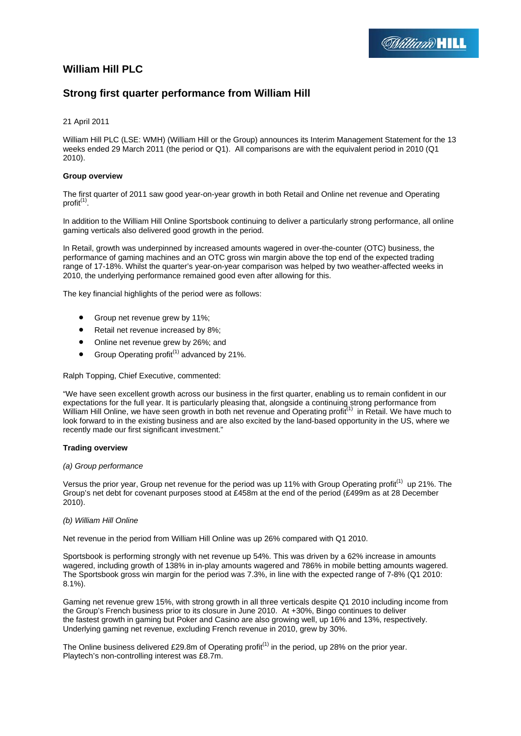# William Hill PLC

## Strong first quarter performance from William Hill

21 April 2011

William Hill PLC (LSE: WMH) (William Hill or the Group) announces its Interim Management Statement for the 13 weeks ended 29 March 2011 (the period or Q1). All comparisons are with the equivalent period in 2010 (Q1 2010).

**Group overview**

The first quarter of 2011 saw good year-on-year growth in both Retail and Online net revenue and Operating profit(1).

In addition to the William Hill Online Sportsbook continuing to deliver a particularly strong performance, all online gaming verticals also delivered good growth in the period.

In Retail, growth was underpinned by increased amounts wagered in over-the-counter (OTC) business, the performance of gaming machines and an OTC gross win margin above the top end of the expected trading range of 17-18%. Whilst the quarter's year-on-year comparison was helped by two weather-affected weeks in 2010, the underlying performance remained good even after allowing for this.

The key financial highlights of the period were as follows:

- Group net revenue grew by 11%;
- Retail net revenue increased by 8%;
- Online net revenue grew by 26%; and
- Group Operating profit(1) advanced by 21%.

Ralph Topping, Chief Executive, commented:

"We have seen excellent growth across our business in the first quarter, enabling us to remain confident in our expectations for the full year. It is particularly pleasing that, alongside a continuing strong performance from William Hill Online, we have seen growth in both net revenue and Operating profit(1) in Retail. We have much to look forward to in the existing business and are also excited by the land-based opportunity in the US, where we recently made our first significant investment."

**Trading overview**

*(a) Group performance*

Versus the prior year, Group net revenue for the period was up 11% with Group Operating profit(1) up 21%. The Group's net debt for covenant purposes stood at £458m at the end of the period (£499m as at 28 December 2010).

*(b) William Hill Online*

Net revenue in the period from William Hill Online was up 26% compared with Q1 2010.

Sportsbook is performing strongly with net revenue up 54%. This was driven by a 62% increase in amounts wagered, including growth of 138% in in-play amounts wagered and 786% in mobile betting amounts wagered. The Sportsbook gross win margin for the period was 7.3%, in line with the expected range of 7-8% (Q1 2010: 8.1%).

Gaming net revenue grew 15%, with strong growth in all three verticals despite Q1 2010 including income from the Group's French business prior to its closure in June 2010. At +30%, Bingo continues to deliver the fastest growth in gaming but Poker and Casino are also growing well, up 16% and 13%, respectively. Underlying gaming net revenue, excluding French revenue in 2010, grew by 30%.

The Online business delivered £29.8m of Operating profit(1) in the period, up 28% on the prior year. Playtech's non-controlling interest was £8.7m.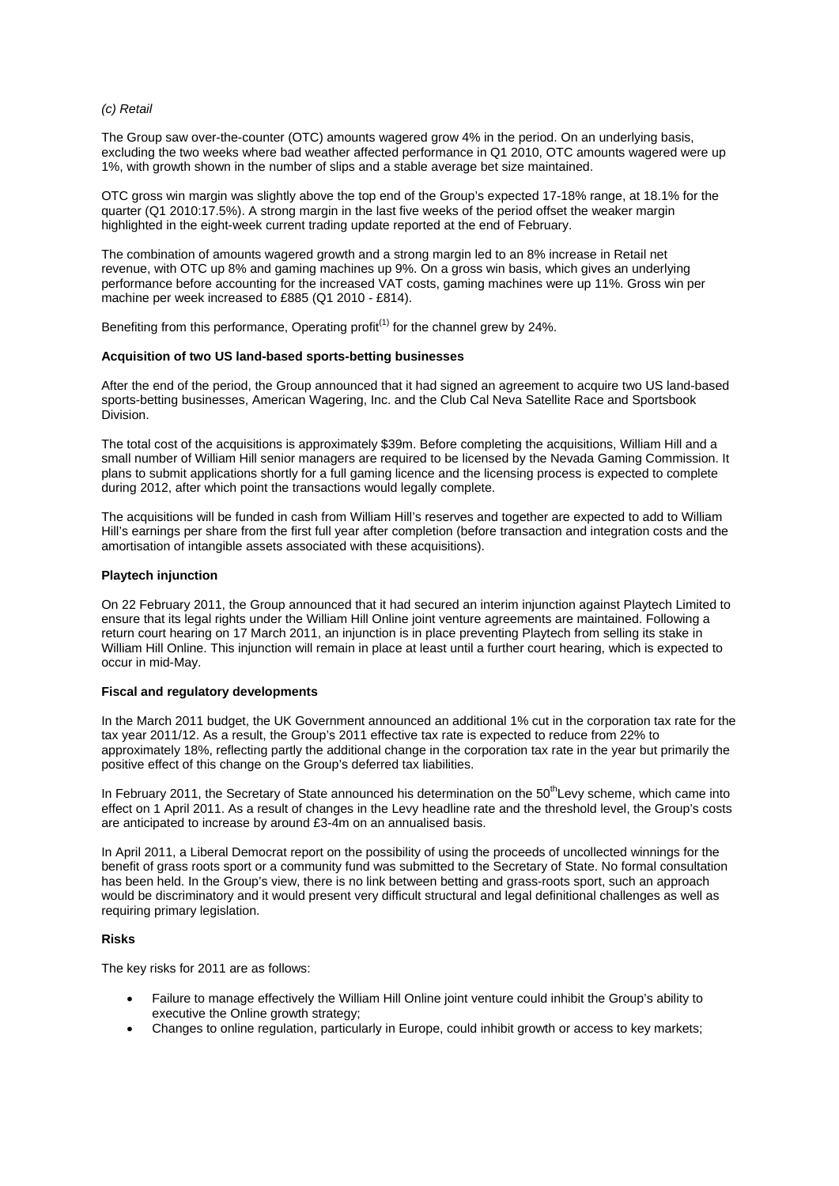*(c) Retail*

The Group saw over-the-counter (OTC) amounts wagered grow 4% in the period. On an underlying basis, excluding the two weeks where bad weather affected performance in Q1 2010, OTC amounts wagered were up 1%, with growth shown in the number of slips and a stable average bet size maintained.

OTC gross win margin was slightly above the top end of the Group's expected 17-18% range, at 18.1% for the quarter (Q1 2010:17.5%). A strong margin in the last five weeks of the period offset the weaker margin highlighted in the eight-week current trading update reported at the end of February.

The combination of amounts wagered growth and a strong margin led to an 8% increase in Retail net revenue, with OTC up 8% and gaming machines up 9%. On a gross win basis, which gives an underlying performance before accounting for the increased VAT costs, gaming machines were up 11%. Gross win per machine per week increased to £885 (Q1 2010 - £814).

Benefiting from this performance, Operating profit[1] for the channel grew by 24%.

**Acquisition of two US land-based sports-betting businesses**

After the end of the period, the Group announced that it had signed an agreement to acquire two US land-based sports-betting businesses, American Wagering, Inc. and the Club Cal Neva Satellite Race and Sportsbook Division.

The total cost of the acquisitions is approximately $39m. Before completing the acquisitions, William Hill and a small number of William Hill senior managers are required to be licensed by the Nevada Gaming Commission. It plans to submit applications shortly for a full gaming licence and the licensing process is expected to complete during 2012, after which point the transactions would legally complete.

The acquisitions will be funded in cash from William Hill's reserves and together are expected to add to William Hill's earnings per share from the first full year after completion (before transaction and integration costs and the amortisation of intangible assets associated with these acquisitions).

**Playtech injunction**

On 22 February 2011, the Group announced that it had secured an interim injunction against Playtech Limited to ensure that its legal rights under the William Hill Online joint venture agreements are maintained. Following a return court hearing on 17 March 2011, an injunction is in place preventing Playtech from selling its stake in William Hill Online. This injunction will remain in place at least until a further court hearing, which is expected to occur in mid-May.

**Fiscal and regulatory developments**

In the March 2011 budget, the UK Government announced an additional 1% cut in the corporation tax rate for the tax year 2011/12. As a result, the Group's 2011 effective tax rate is expected to reduce from 22% to approximately 18%, reflecting partly the additional change in the corporation tax rate in the year but primarily the positive effect of this change on the Group's deferred tax liabilities.

In February 2011, the Secretary of State announced his determination on the 50th Levy scheme, which came into effect on 1 April 2011. As a result of changes in the Levy headline rate and the threshold level, the Group's costs are anticipated to increase by around £3-4m on an annualised basis.

In April 2011, a Liberal Democrat report on the possibility of using the proceeds of uncollected winnings for the benefit of grass roots sport or a community fund was submitted to the Secretary of State. No formal consultation has been held. In the Group's view, there is no link between betting and grass-roots sport, such an approach would be discriminatory and it would present very difficult structural and legal definitional challenges as well as requiring primary legislation.

**Risks**

The key risks for 2011 are as follows:

- Failure to manage effectively the William Hill Online joint venture could inhibit the Group's ability to executive the Online growth strategy;
- Changes to online regulation, particularly in Europe, could inhibit growth or access to key markets;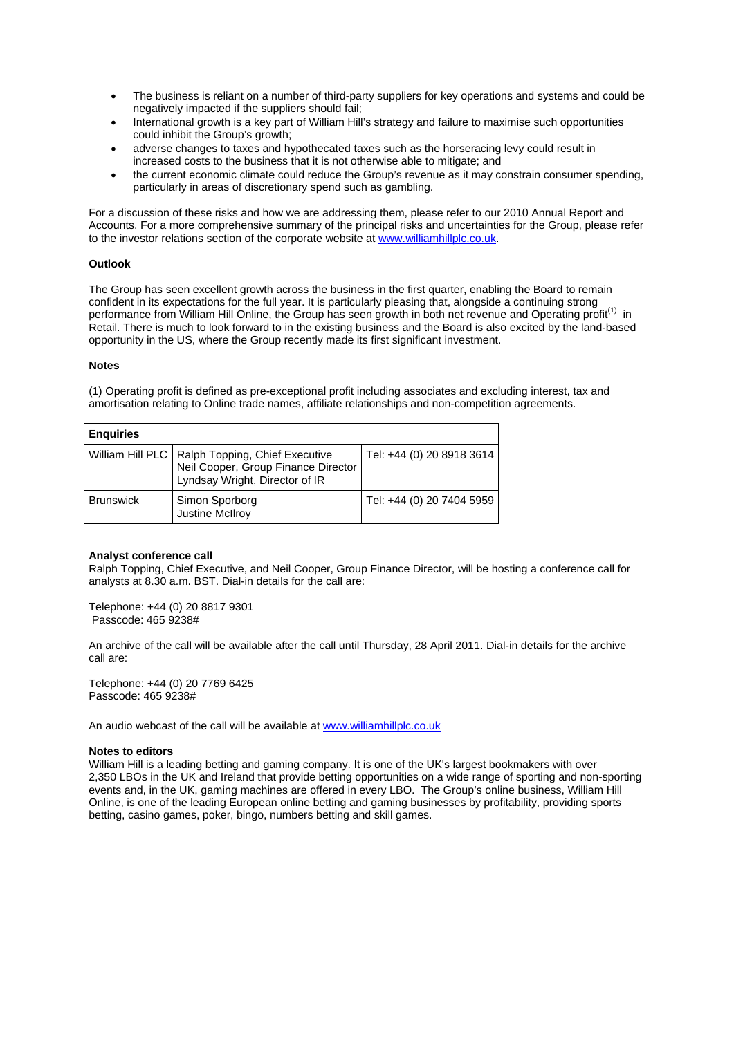- The business is reliant on a number of third-party suppliers for key operations and systems and could be negatively impacted if the suppliers should fail;
- International growth is a key part of William Hill's strategy and failure to maximise such opportunities could inhibit the Group's growth;
- adverse changes to taxes and hypothecated taxes such as the horseracing levy could result in increased costs to the business that it is not otherwise able to mitigate; and
- the current economic climate could reduce the Group's revenue as it may constrain consumer spending, particularly in areas of discretionary spend such as gambling.

For a discussion of these risks and how we are addressing them, please refer to our 2010 Annual Report and Accounts. For a more comprehensive summary of the principal risks and uncertainties for the Group, please refer to the investor relations section of the corporate website at www.williamhillplc.co.uk.

**Outlook**

The Group has seen excellent growth across the business in the first quarter, enabling the Board to remain confident in its expectations for the full year. It is particularly pleasing that, alongside a continuing strong performance from William Hill Online, the Group has seen growth in both net revenue and Operating profit[(1)] in Retail. There is much to look forward to in the existing business and the Board is also excited by the land-based opportunity in the US, where the Group recently made its first significant investment.

**Notes**

(1) Operating profit is defined as pre-exceptional profit including associates and excluding interest, tax and amortisation relating to Online trade names, affiliate relationships and non-competition agreements.

| **Enquiries** | | |
|---|---|---|
| William Hill PLC | Ralph Topping, Chief Executive<br>Neil Cooper, Group Finance Director<br>Lyndsay Wright, Director of IR | Tel: +44 (0) 20 8918 3614 |
| Brunswick | Simon Sporborg<br>Justine McIlroy | Tel: +44 (0) 20 7404 5959 |

**Analyst conference call**

Ralph Topping, Chief Executive, and Neil Cooper, Group Finance Director, will be hosting a conference call for analysts at 8.30 a.m. BST. Dial-in details for the call are:

Telephone: +44 (0) 20 8817 9301
Passcode: 465 9238#

An archive of the call will be available after the call until Thursday, 28 April 2011. Dial-in details for the archive call are:

Telephone: +44 (0) 20 7769 6425
Passcode: 465 9238#

An audio webcast of the call will be available at www.williamhillplc.co.uk

**Notes to editors**

William Hill is a leading betting and gaming company. It is one of the UK's largest bookmakers with over 2,350 LBOs in the UK and Ireland that provide betting opportunities on a wide range of sporting and non-sporting events and, in the UK, gaming machines are offered in every LBO. The Group's online business, William Hill Online, is one of the leading European online betting and gaming businesses by profitability, providing sports betting, casino games, poker, bingo, numbers betting and skill games.